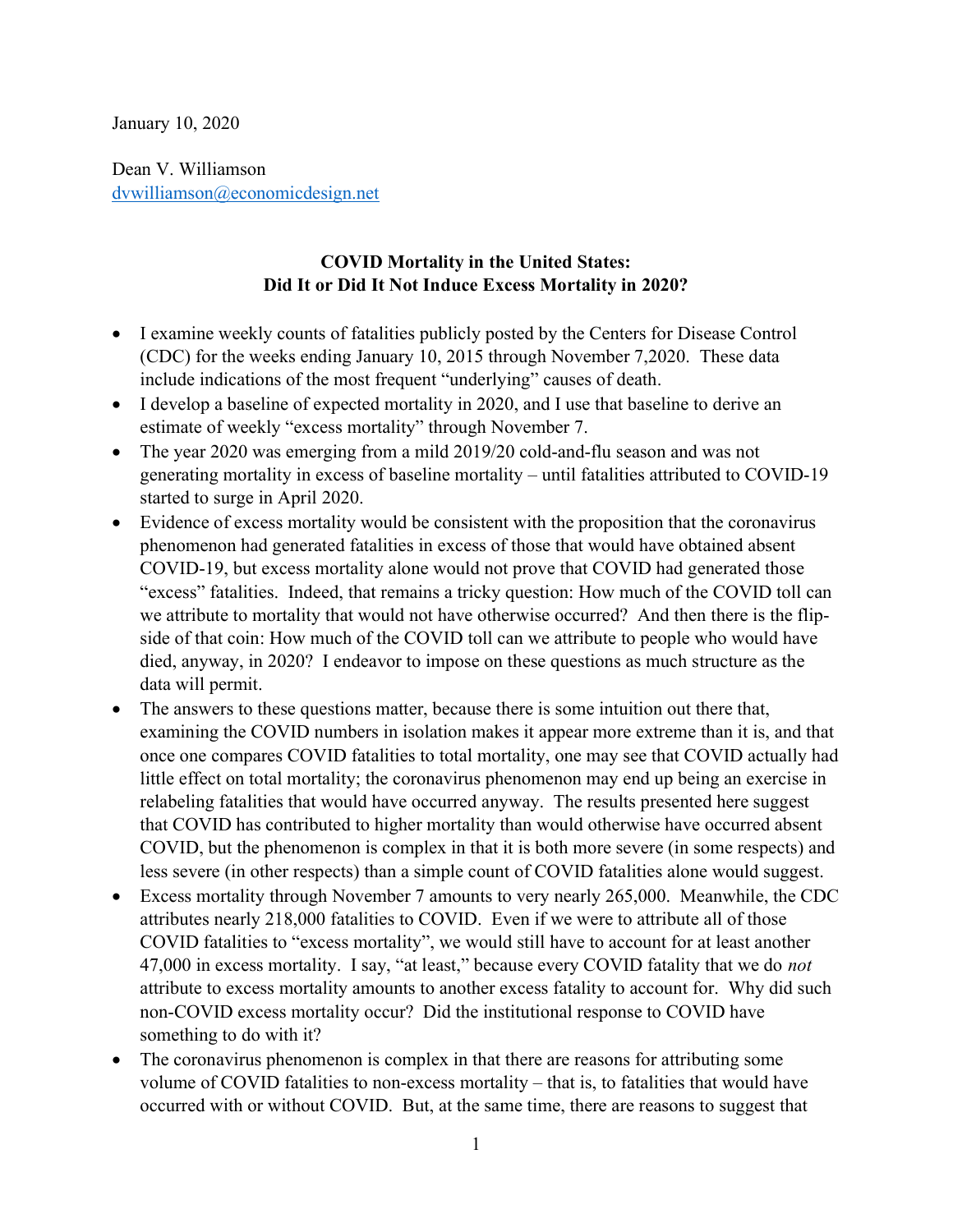January 10, 2020

Dean V. Williamson
dvwilliamson@economicdesign.net

**COVID Mortality in the United States:**
**Did It or Did It Not Induce Excess Mortality in 2020?**

- I examine weekly counts of fatalities publicly posted by the Centers for Disease Control (CDC) for the weeks ending January 10, 2015 through November 7,2020. These data include indications of the most frequent "underlying" causes of death.
- I develop a baseline of expected mortality in 2020, and I use that baseline to derive an estimate of weekly "excess mortality" through November 7.
- The year 2020 was emerging from a mild 2019/20 cold-and-flu season and was not generating mortality in excess of baseline mortality – until fatalities attributed to COVID-19 started to surge in April 2020.
- Evidence of excess mortality would be consistent with the proposition that the coronavirus phenomenon had generated fatalities in excess of those that would have obtained absent COVID-19, but excess mortality alone would not prove that COVID had generated those "excess" fatalities. Indeed, that remains a tricky question: How much of the COVID toll can we attribute to mortality that would not have otherwise occurred? And then there is the flip-side of that coin: How much of the COVID toll can we attribute to people who would have died, anyway, in 2020? I endeavor to impose on these questions as much structure as the data will permit.
- The answers to these questions matter, because there is some intuition out there that, examining the COVID numbers in isolation makes it appear more extreme than it is, and that once one compares COVID fatalities to total mortality, one may see that COVID actually had little effect on total mortality; the coronavirus phenomenon may end up being an exercise in relabeling fatalities that would have occurred anyway. The results presented here suggest that COVID has contributed to higher mortality than would otherwise have occurred absent COVID, but the phenomenon is complex in that it is both more severe (in some respects) and less severe (in other respects) than a simple count of COVID fatalities alone would suggest.
- Excess mortality through November 7 amounts to very nearly 265,000. Meanwhile, the CDC attributes nearly 218,000 fatalities to COVID. Even if we were to attribute all of those COVID fatalities to "excess mortality", we would still have to account for at least another 47,000 in excess mortality. I say, "at least," because every COVID fatality that we do *not* attribute to excess mortality amounts to another excess fatality to account for. Why did such non-COVID excess mortality occur? Did the institutional response to COVID have something to do with it?
- The coronavirus phenomenon is complex in that there are reasons for attributing some volume of COVID fatalities to non-excess mortality – that is, to fatalities that would have occurred with or without COVID. But, at the same time, there are reasons to suggest that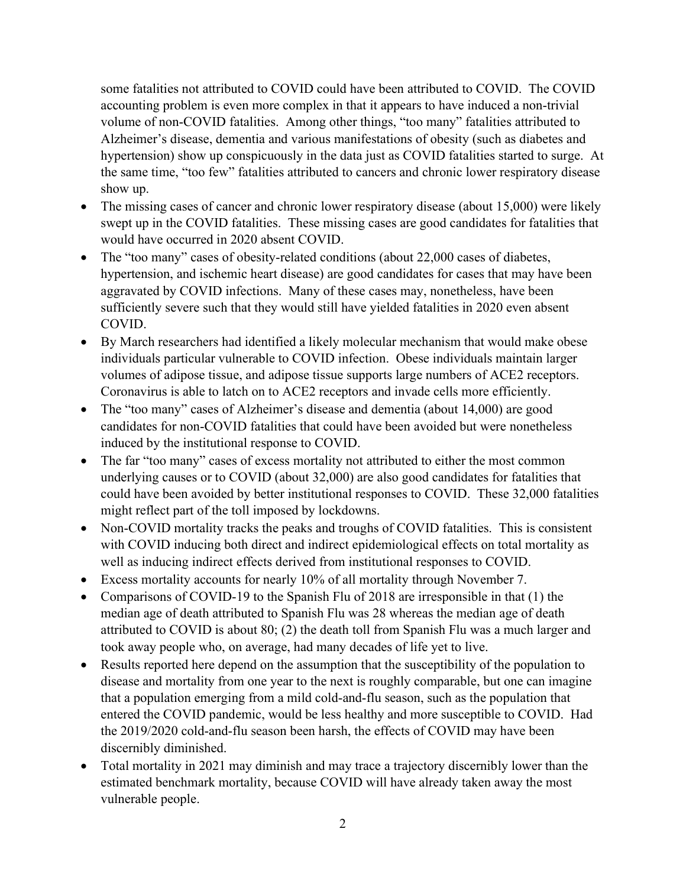some fatalities not attributed to COVID could have been attributed to COVID. The COVID accounting problem is even more complex in that it appears to have induced a non-trivial volume of non-COVID fatalities. Among other things, "too many" fatalities attributed to Alzheimer's disease, dementia and various manifestations of obesity (such as diabetes and hypertension) show up conspicuously in the data just as COVID fatalities started to surge. At the same time, "too few" fatalities attributed to cancers and chronic lower respiratory disease show up.

- The missing cases of cancer and chronic lower respiratory disease (about 15,000) were likely swept up in the COVID fatalities. These missing cases are good candidates for fatalities that would have occurred in 2020 absent COVID.
- The "too many" cases of obesity-related conditions (about 22,000 cases of diabetes, hypertension, and ischemic heart disease) are good candidates for cases that may have been aggravated by COVID infections. Many of these cases may, nonetheless, have been sufficiently severe such that they would still have yielded fatalities in 2020 even absent COVID.
- By March researchers had identified a likely molecular mechanism that would make obese individuals particular vulnerable to COVID infection. Obese individuals maintain larger volumes of adipose tissue, and adipose tissue supports large numbers of ACE2 receptors. Coronavirus is able to latch on to ACE2 receptors and invade cells more efficiently.
- The "too many" cases of Alzheimer's disease and dementia (about 14,000) are good candidates for non-COVID fatalities that could have been avoided but were nonetheless induced by the institutional response to COVID.
- The far "too many" cases of excess mortality not attributed to either the most common underlying causes or to COVID (about 32,000) are also good candidates for fatalities that could have been avoided by better institutional responses to COVID. These 32,000 fatalities might reflect part of the toll imposed by lockdowns.
- Non-COVID mortality tracks the peaks and troughs of COVID fatalities. This is consistent with COVID inducing both direct and indirect epidemiological effects on total mortality as well as inducing indirect effects derived from institutional responses to COVID.
- Excess mortality accounts for nearly 10% of all mortality through November 7.
- Comparisons of COVID-19 to the Spanish Flu of 2018 are irresponsible in that (1) the median age of death attributed to Spanish Flu was 28 whereas the median age of death attributed to COVID is about 80; (2) the death toll from Spanish Flu was a much larger and took away people who, on average, had many decades of life yet to live.
- Results reported here depend on the assumption that the susceptibility of the population to disease and mortality from one year to the next is roughly comparable, but one can imagine that a population emerging from a mild cold-and-flu season, such as the population that entered the COVID pandemic, would be less healthy and more susceptible to COVID. Had the 2019/2020 cold-and-flu season been harsh, the effects of COVID may have been discernibly diminished.
- Total mortality in 2021 may diminish and may trace a trajectory discernibly lower than the estimated benchmark mortality, because COVID will have already taken away the most vulnerable people.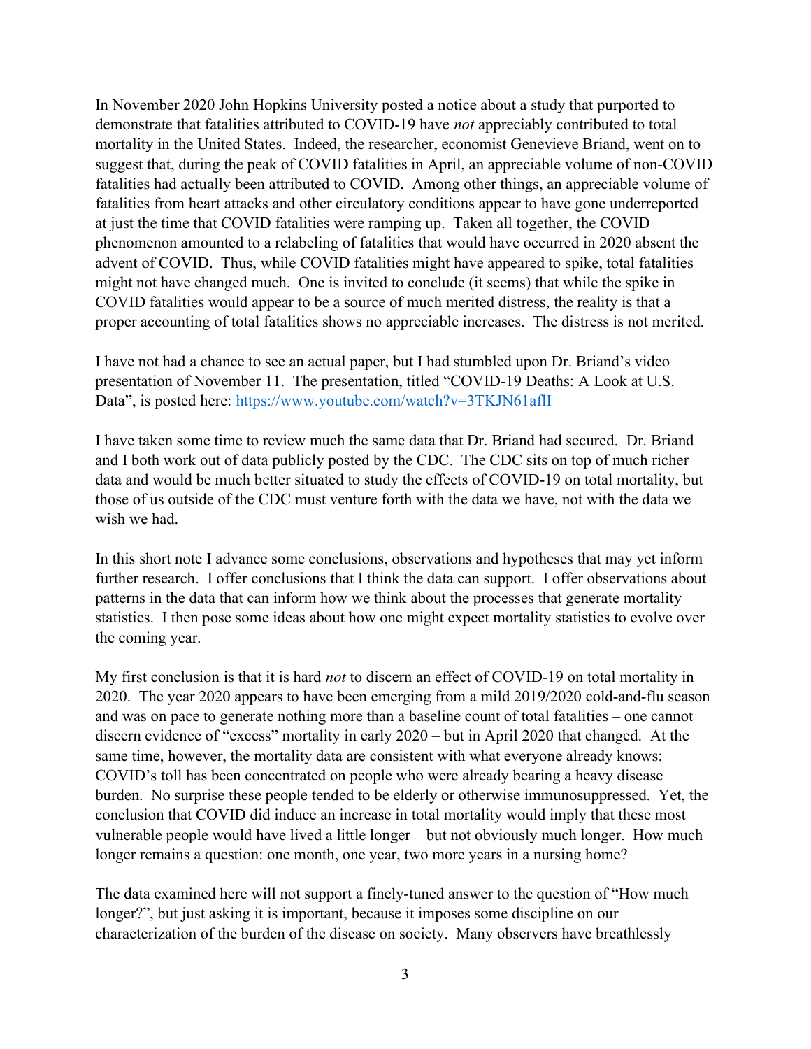In November 2020 John Hopkins University posted a notice about a study that purported to demonstrate that fatalities attributed to COVID-19 have *not* appreciably contributed to total mortality in the United States. Indeed, the researcher, economist Genevieve Briand, went on to suggest that, during the peak of COVID fatalities in April, an appreciable volume of non-COVID fatalities had actually been attributed to COVID. Among other things, an appreciable volume of fatalities from heart attacks and other circulatory conditions appear to have gone underreported at just the time that COVID fatalities were ramping up. Taken all together, the COVID phenomenon amounted to a relabeling of fatalities that would have occurred in 2020 absent the advent of COVID. Thus, while COVID fatalities might have appeared to spike, total fatalities might not have changed much. One is invited to conclude (it seems) that while the spike in COVID fatalities would appear to be a source of much merited distress, the reality is that a proper accounting of total fatalities shows no appreciable increases. The distress is not merited.

I have not had a chance to see an actual paper, but I had stumbled upon Dr. Briand's video presentation of November 11. The presentation, titled "COVID-19 Deaths: A Look at U.S. Data", is posted here: [https://www.youtube.com/watch?v=3TKJN61aflI](https://www.youtube.com/watch?v=3TKJN61aflI)

I have taken some time to review much the same data that Dr. Briand had secured. Dr. Briand and I both work out of data publicly posted by the CDC. The CDC sits on top of much richer data and would be much better situated to study the effects of COVID-19 on total mortality, but those of us outside of the CDC must venture forth with the data we have, not with the data we wish we had.

In this short note I advance some conclusions, observations and hypotheses that may yet inform further research. I offer conclusions that I think the data can support. I offer observations about patterns in the data that can inform how we think about the processes that generate mortality statistics. I then pose some ideas about how one might expect mortality statistics to evolve over the coming year.

My first conclusion is that it is hard *not* to discern an effect of COVID-19 on total mortality in 2020. The year 2020 appears to have been emerging from a mild 2019/2020 cold-and-flu season and was on pace to generate nothing more than a baseline count of total fatalities – one cannot discern evidence of "excess" mortality in early 2020 – but in April 2020 that changed. At the same time, however, the mortality data are consistent with what everyone already knows: COVID's toll has been concentrated on people who were already bearing a heavy disease burden. No surprise these people tended to be elderly or otherwise immunosuppressed. Yet, the conclusion that COVID did induce an increase in total mortality would imply that these most vulnerable people would have lived a little longer – but not obviously much longer. How much longer remains a question: one month, one year, two more years in a nursing home?

The data examined here will not support a finely-tuned answer to the question of "How much longer?", but just asking it is important, because it imposes some discipline on our characterization of the burden of the disease on society. Many observers have breathlessly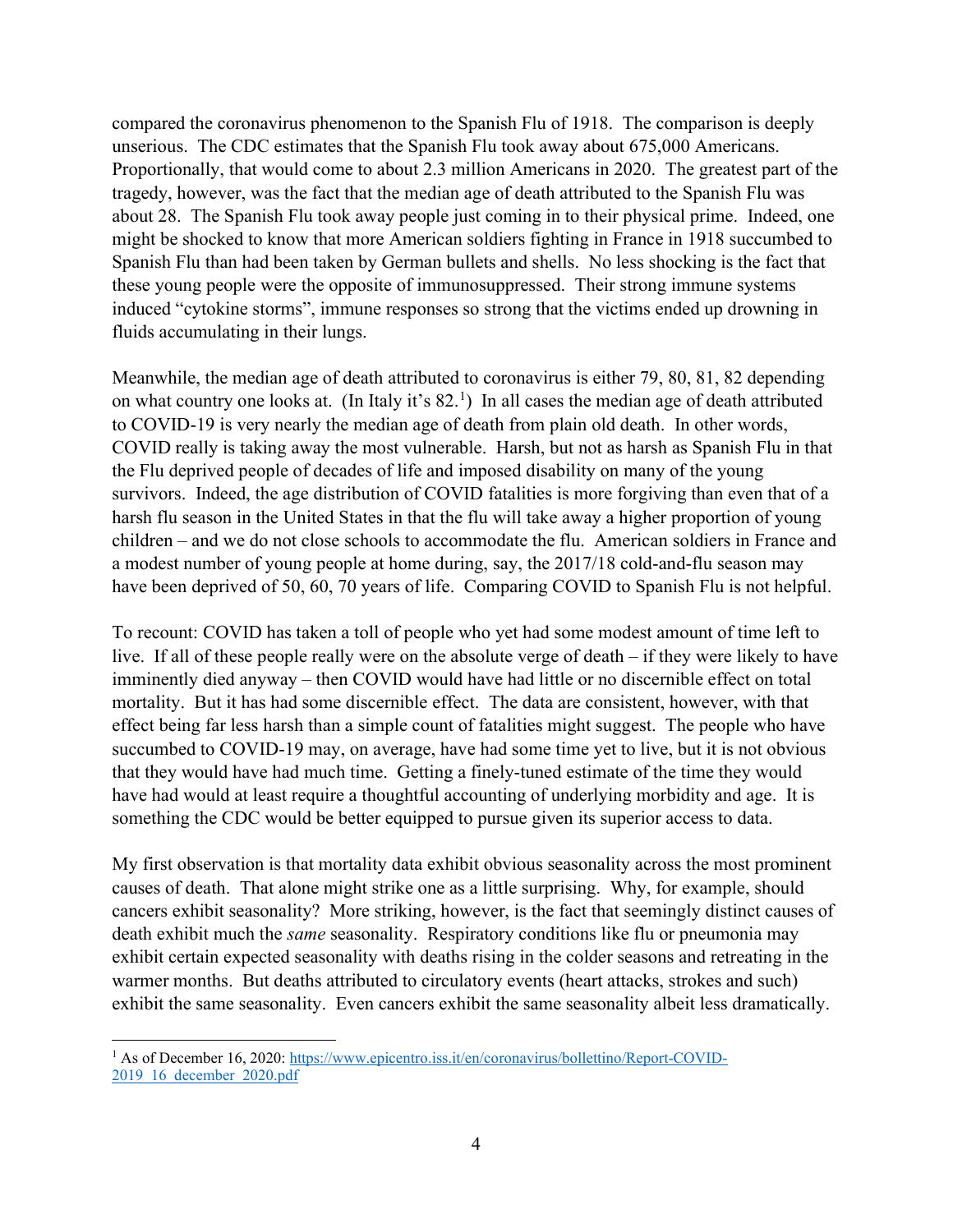compared the coronavirus phenomenon to the Spanish Flu of 1918. The comparison is deeply unserious. The CDC estimates that the Spanish Flu took away about 675,000 Americans. Proportionally, that would come to about 2.3 million Americans in 2020. The greatest part of the tragedy, however, was the fact that the median age of death attributed to the Spanish Flu was about 28. The Spanish Flu took away people just coming in to their physical prime. Indeed, one might be shocked to know that more American soldiers fighting in France in 1918 succumbed to Spanish Flu than had been taken by German bullets and shells. No less shocking is the fact that these young people were the opposite of immunosuppressed. Their strong immune systems induced "cytokine storms", immune responses so strong that the victims ended up drowning in fluids accumulating in their lungs.

Meanwhile, the median age of death attributed to coronavirus is either 79, 80, 81, 82 depending on what country one looks at. (In Italy it's 82.[1]) In all cases the median age of death attributed to COVID-19 is very nearly the median age of death from plain old death. In other words, COVID really is taking away the most vulnerable. Harsh, but not as harsh as Spanish Flu in that the Flu deprived people of decades of life and imposed disability on many of the young survivors. Indeed, the age distribution of COVID fatalities is more forgiving than even that of a harsh flu season in the United States in that the flu will take away a higher proportion of young children – and we do not close schools to accommodate the flu. American soldiers in France and a modest number of young people at home during, say, the 2017/18 cold-and-flu season may have been deprived of 50, 60, 70 years of life. Comparing COVID to Spanish Flu is not helpful.

To recount: COVID has taken a toll of people who yet had some modest amount of time left to live. If all of these people really were on the absolute verge of death – if they were likely to have imminently died anyway – then COVID would have had little or no discernible effect on total mortality. But it has had some discernible effect. The data are consistent, however, with that effect being far less harsh than a simple count of fatalities might suggest. The people who have succumbed to COVID-19 may, on average, have had some time yet to live, but it is not obvious that they would have had much time. Getting a finely-tuned estimate of the time they would have had would at least require a thoughtful accounting of underlying morbidity and age. It is something the CDC would be better equipped to pursue given its superior access to data.

My first observation is that mortality data exhibit obvious seasonality across the most prominent causes of death. That alone might strike one as a little surprising. Why, for example, should cancers exhibit seasonality? More striking, however, is the fact that seemingly distinct causes of death exhibit much the *same* seasonality. Respiratory conditions like flu or pneumonia may exhibit certain expected seasonality with deaths rising in the colder seasons and retreating in the warmer months. But deaths attributed to circulatory events (heart attacks, strokes and such) exhibit the same seasonality. Even cancers exhibit the same seasonality albeit less dramatically.

---

[1] As of December 16, 2020: https://www.epicentro.iss.it/en/coronavirus/bollettino/Report-COVID-2019_16_december_2020.pdf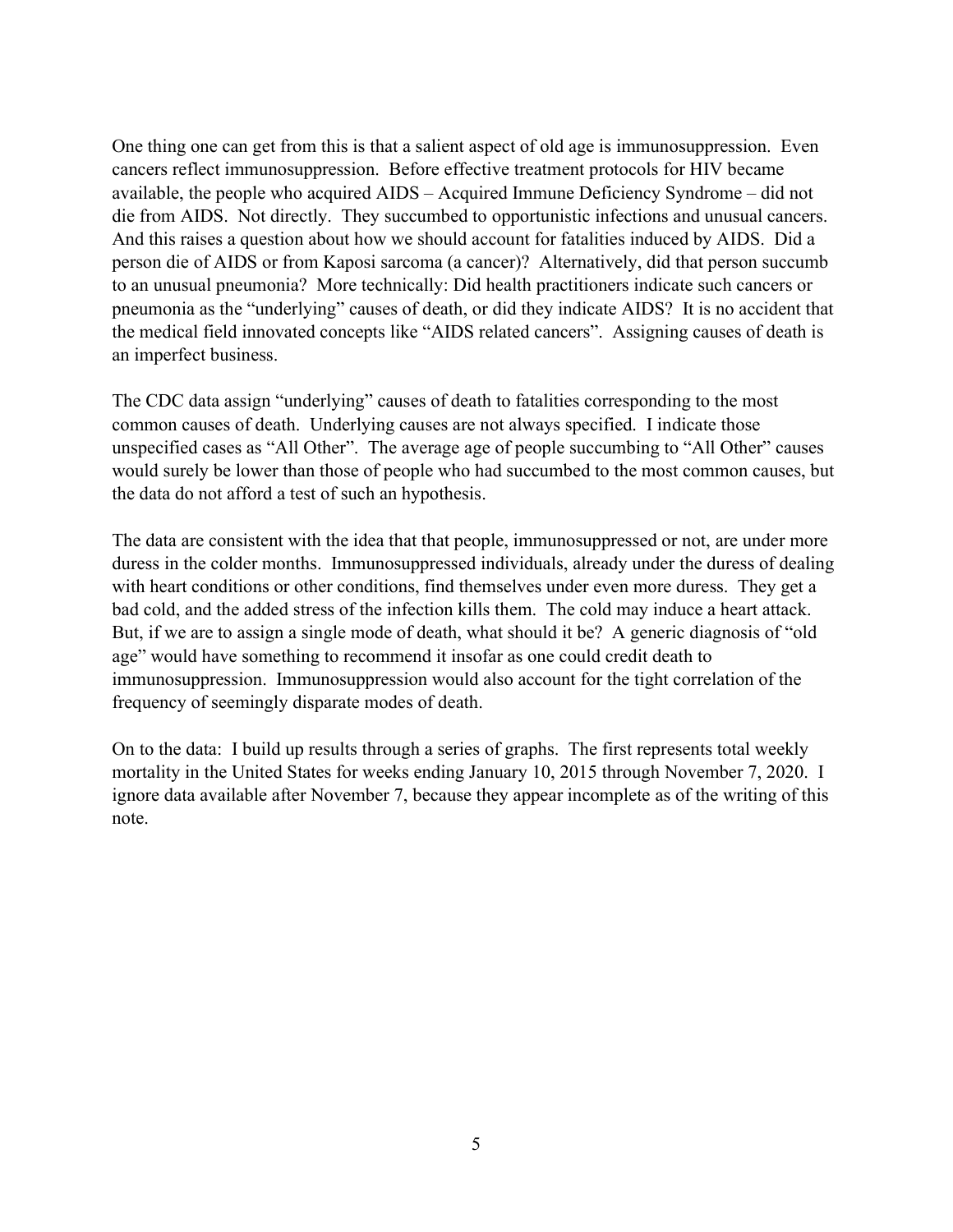One thing one can get from this is that a salient aspect of old age is immunosuppression. Even cancers reflect immunosuppression. Before effective treatment protocols for HIV became available, the people who acquired AIDS – Acquired Immune Deficiency Syndrome – did not die from AIDS. Not directly. They succumbed to opportunistic infections and unusual cancers. And this raises a question about how we should account for fatalities induced by AIDS. Did a person die of AIDS or from Kaposi sarcoma (a cancer)? Alternatively, did that person succumb to an unusual pneumonia? More technically: Did health practitioners indicate such cancers or pneumonia as the "underlying" causes of death, or did they indicate AIDS? It is no accident that the medical field innovated concepts like "AIDS related cancers". Assigning causes of death is an imperfect business.

The CDC data assign "underlying" causes of death to fatalities corresponding to the most common causes of death. Underlying causes are not always specified. I indicate those unspecified cases as "All Other". The average age of people succumbing to "All Other" causes would surely be lower than those of people who had succumbed to the most common causes, but the data do not afford a test of such an hypothesis.

The data are consistent with the idea that that people, immunosuppressed or not, are under more duress in the colder months. Immunosuppressed individuals, already under the duress of dealing with heart conditions or other conditions, find themselves under even more duress. They get a bad cold, and the added stress of the infection kills them. The cold may induce a heart attack. But, if we are to assign a single mode of death, what should it be? A generic diagnosis of "old age" would have something to recommend it insofar as one could credit death to immunosuppression. Immunosuppression would also account for the tight correlation of the frequency of seemingly disparate modes of death.

On to the data: I build up results through a series of graphs. The first represents total weekly mortality in the United States for weeks ending January 10, 2015 through November 7, 2020. I ignore data available after November 7, because they appear incomplete as of the writing of this note.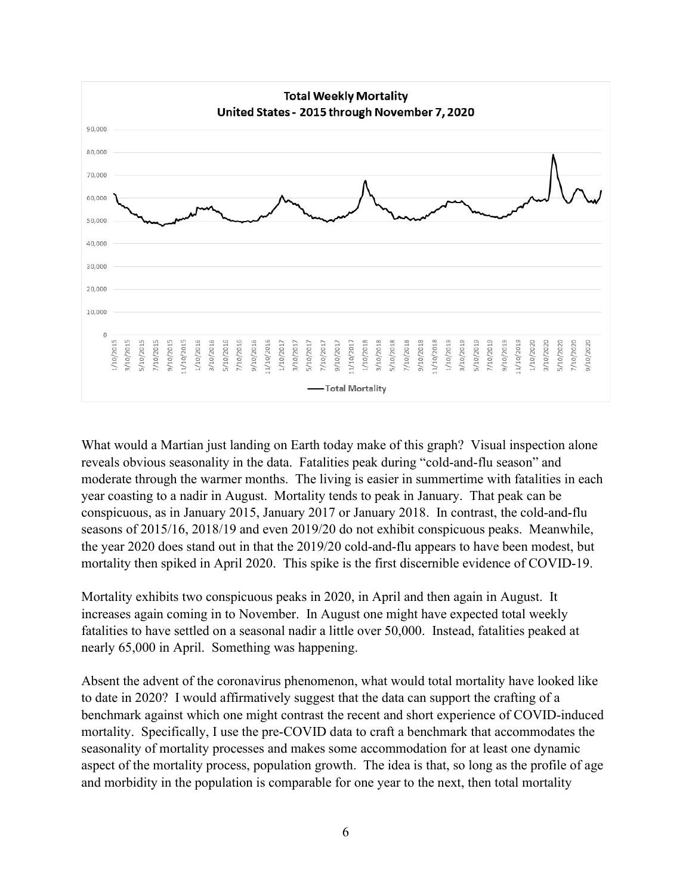**Total Weekly Mortality**
**United States - 2015 through November 7, 2020**

What would a Martian just landing on Earth today make of this graph? Visual inspection alone reveals obvious seasonality in the data. Fatalities peak during "cold-and-flu season" and moderate through the warmer months. The living is easier in summertime with fatalities in each year coasting to a nadir in August. Mortality tends to peak in January. That peak can be conspicuous, as in January 2015, January 2017 or January 2018. In contrast, the cold-and-flu seasons of 2015/16, 2018/19 and even 2019/20 do not exhibit conspicuous peaks. Meanwhile, the year 2020 does stand out in that the 2019/20 cold-and-flu appears to have been modest, but mortality then spiked in April 2020. This spike is the first discernible evidence of COVID-19.

Mortality exhibits two conspicuous peaks in 2020, in April and then again in August. It increases again coming in to November. In August one might have expected total weekly fatalities to have settled on a seasonal nadir a little over 50,000. Instead, fatalities peaked at nearly 65,000 in April. Something was happening.

Absent the advent of the coronavirus phenomenon, what would total mortality have looked like to date in 2020? I would affirmatively suggest that the data can support the crafting of a benchmark against which one might contrast the recent and short experience of COVID-induced mortality. Specifically, I use the pre-COVID data to craft a benchmark that accommodates the seasonality of mortality processes and makes some accommodation for at least one dynamic aspect of the mortality process, population growth. The idea is that, so long as the profile of age and morbidity in the population is comparable for one year to the next, then total mortality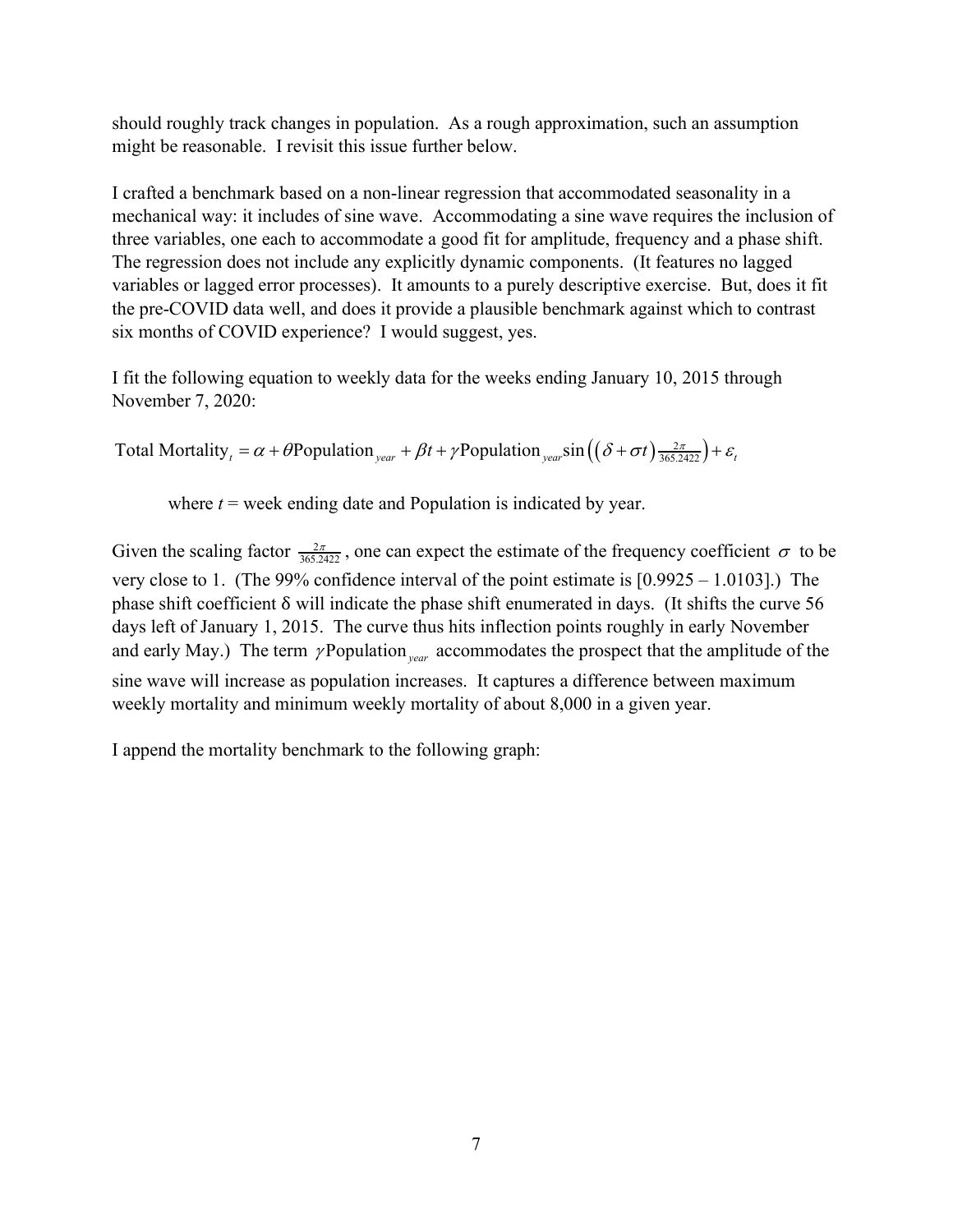should roughly track changes in population. As a rough approximation, such an assumption might be reasonable. I revisit this issue further below.

I crafted a benchmark based on a non-linear regression that accommodated seasonality in a mechanical way: it includes of sine wave. Accommodating a sine wave requires the inclusion of three variables, one each to accommodate a good fit for amplitude, frequency and a phase shift. The regression does not include any explicitly dynamic components. (It features no lagged variables or lagged error processes). It amounts to a purely descriptive exercise. But, does it fit the pre-COVID data well, and does it provide a plausible benchmark against which to contrast six months of COVID experience? I would suggest, yes.

I fit the following equation to weekly data for the weeks ending January 10, 2015 through November 7, 2020:

$$\text{Total Mortality}_t = \alpha + \theta \text{Population}_{year} + \beta t + \gamma \text{Population}_{year} \sin\left(\left(\delta + \sigma t\right)\tfrac{2\pi}{365.2422}\right) + \varepsilon_t$$

where $t$ = week ending date and Population is indicated by year.

Given the scaling factor $\frac{2\pi}{365.2422}$, one can expect the estimate of the frequency coefficient $\sigma$ to be very close to 1. (The 99% confidence interval of the point estimate is [0.9925 – 1.0103].) The phase shift coefficient $\delta$ will indicate the phase shift enumerated in days. (It shifts the curve 56 days left of January 1, 2015. The curve thus hits inflection points roughly in early November and early May.) The term $\gamma \text{Population}_{year}$ accommodates the prospect that the amplitude of the sine wave will increase as population increases. It captures a difference between maximum weekly mortality and minimum weekly mortality of about 8,000 in a given year.

I append the mortality benchmark to the following graph: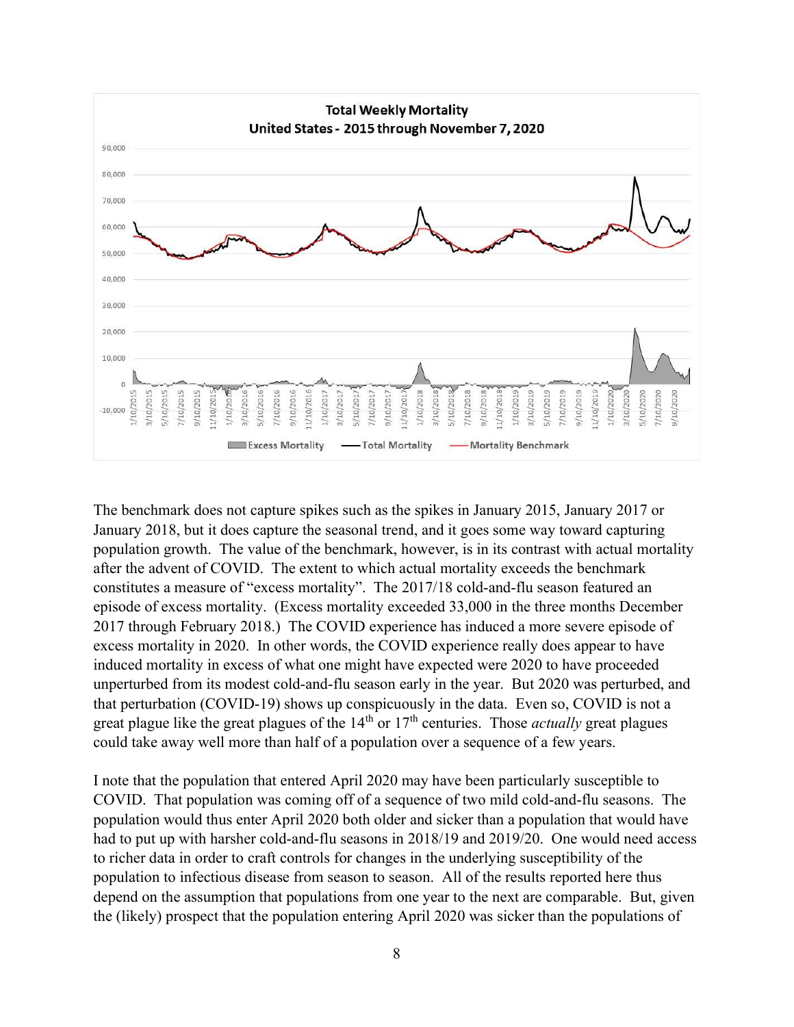The benchmark does not capture spikes such as the spikes in January 2015, January 2017 or January 2018, but it does capture the seasonal trend, and it goes some way toward capturing population growth. The value of the benchmark, however, is in its contrast with actual mortality after the advent of COVID. The extent to which actual mortality exceeds the benchmark constitutes a measure of "excess mortality". The 2017/18 cold-and-flu season featured an episode of excess mortality. (Excess mortality exceeded 33,000 in the three months December 2017 through February 2018.) The COVID experience has induced a more severe episode of excess mortality in 2020. In other words, the COVID experience really does appear to have induced mortality in excess of what one might have expected were 2020 to have proceeded unperturbed from its modest cold-and-flu season early in the year. But 2020 was perturbed, and that perturbation (COVID-19) shows up conspicuously in the data. Even so, COVID is not a great plague like the great plagues of the 14th or 17th centuries. Those *actually* great plagues could take away well more than half of a population over a sequence of a few years.

I note that the population that entered April 2020 may have been particularly susceptible to COVID. That population was coming off of a sequence of two mild cold-and-flu seasons. The population would thus enter April 2020 both older and sicker than a population that would have had to put up with harsher cold-and-flu seasons in 2018/19 and 2019/20. One would need access to richer data in order to craft controls for changes in the underlying susceptibility of the population to infectious disease from season to season. All of the results reported here thus depend on the assumption that populations from one year to the next are comparable. But, given the (likely) prospect that the population entering April 2020 was sicker than the populations of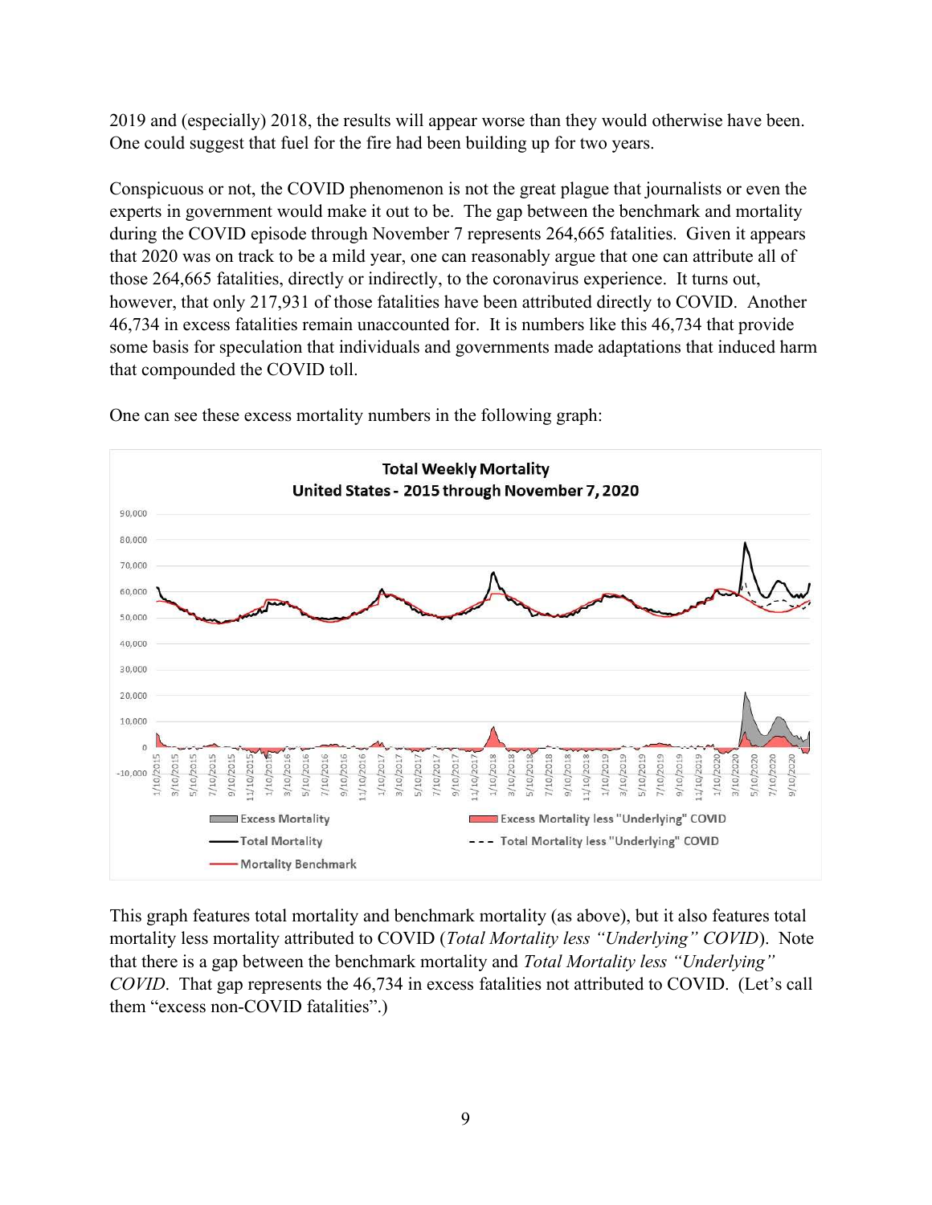2019 and (especially) 2018, the results will appear worse than they would otherwise have been. One could suggest that fuel for the fire had been building up for two years.

Conspicuous or not, the COVID phenomenon is not the great plague that journalists or even the experts in government would make it out to be. The gap between the benchmark and mortality during the COVID episode through November 7 represents 264,665 fatalities. Given it appears that 2020 was on track to be a mild year, one can reasonably argue that one can attribute all of those 264,665 fatalities, directly or indirectly, to the coronavirus experience. It turns out, however, that only 217,931 of those fatalities have been attributed directly to COVID. Another 46,734 in excess fatalities remain unaccounted for. It is numbers like this 46,734 that provide some basis for speculation that individuals and governments made adaptations that induced harm that compounded the COVID toll.

One can see these excess mortality numbers in the following graph:

**Total Weekly Mortality**
**United States - 2015 through November 7, 2020**

This graph features total mortality and benchmark mortality (as above), but it also features total mortality less mortality attributed to COVID (*Total Mortality less "Underlying" COVID*). Note that there is a gap between the benchmark mortality and *Total Mortality less "Underlying" COVID*. That gap represents the 46,734 in excess fatalities not attributed to COVID. (Let's call them "excess non-COVID fatalities".)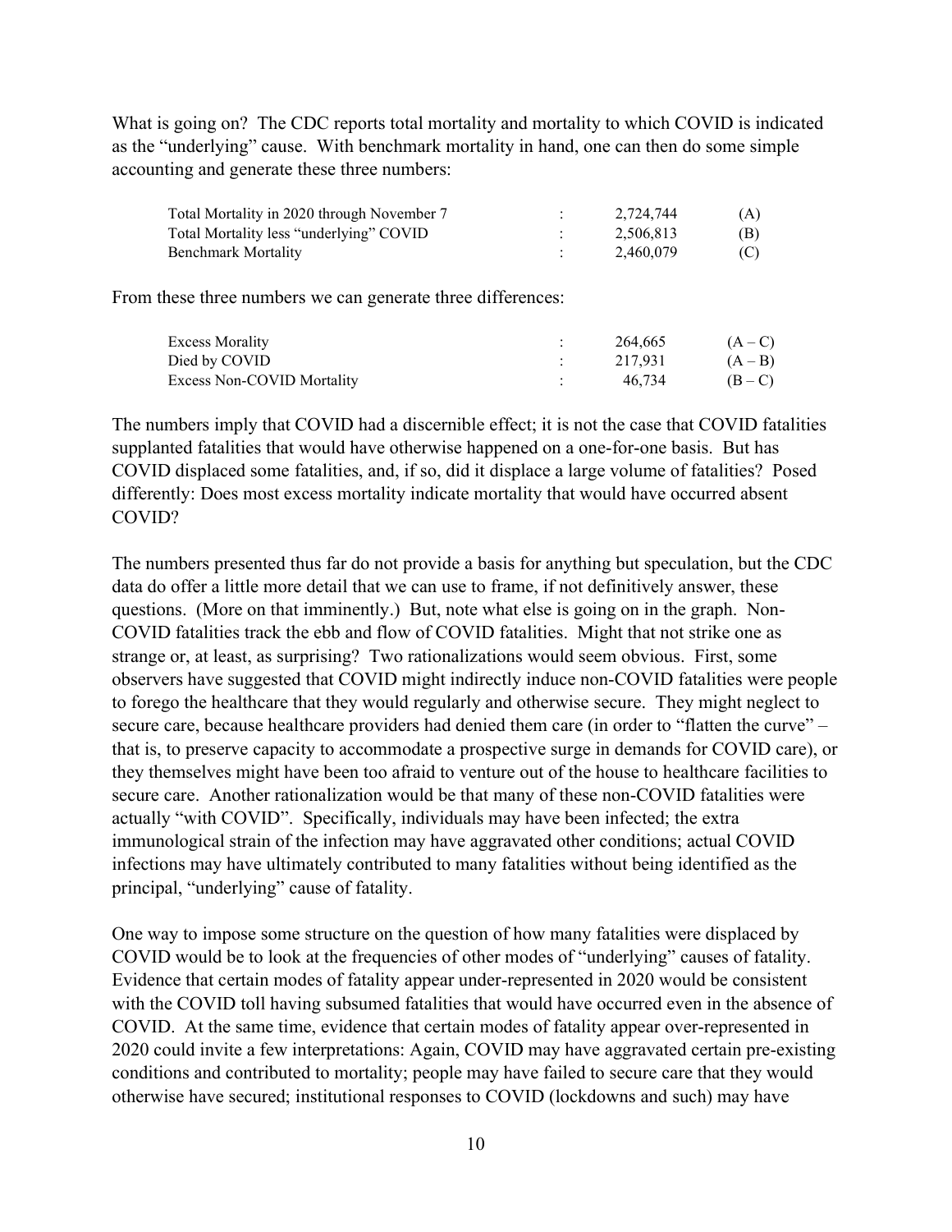What is going on? The CDC reports total mortality and mortality to which COVID is indicated as the "underlying" cause. With benchmark mortality in hand, one can then do some simple accounting and generate these three numbers:

| | | | |
|---|---|---|---|
| Total Mortality in 2020 through November 7 | : | 2,724,744 | (A) |
| Total Mortality less "underlying" COVID | : | 2,506,813 | (B) |
| Benchmark Mortality | : | 2,460,079 | (C) |

From these three numbers we can generate three differences:

| | | | |
|---|---|---|---|
| Excess Morality | : | 264,665 | (A – C) |
| Died by COVID | : | 217,931 | (A – B) |
| Excess Non-COVID Mortality | : | 46,734 | (B – C) |

The numbers imply that COVID had a discernible effect; it is not the case that COVID fatalities supplanted fatalities that would have otherwise happened on a one-for-one basis. But has COVID displaced some fatalities, and, if so, did it displace a large volume of fatalities? Posed differently: Does most excess mortality indicate mortality that would have occurred absent COVID?

The numbers presented thus far do not provide a basis for anything but speculation, but the CDC data do offer a little more detail that we can use to frame, if not definitively answer, these questions. (More on that imminently.) But, note what else is going on in the graph. Non-COVID fatalities track the ebb and flow of COVID fatalities. Might that not strike one as strange or, at least, as surprising? Two rationalizations would seem obvious. First, some observers have suggested that COVID might indirectly induce non-COVID fatalities were people to forego the healthcare that they would regularly and otherwise secure. They might neglect to secure care, because healthcare providers had denied them care (in order to "flatten the curve" – that is, to preserve capacity to accommodate a prospective surge in demands for COVID care), or they themselves might have been too afraid to venture out of the house to healthcare facilities to secure care. Another rationalization would be that many of these non-COVID fatalities were actually "with COVID". Specifically, individuals may have been infected; the extra immunological strain of the infection may have aggravated other conditions; actual COVID infections may have ultimately contributed to many fatalities without being identified as the principal, "underlying" cause of fatality.

One way to impose some structure on the question of how many fatalities were displaced by COVID would be to look at the frequencies of other modes of "underlying" causes of fatality. Evidence that certain modes of fatality appear under-represented in 2020 would be consistent with the COVID toll having subsumed fatalities that would have occurred even in the absence of COVID. At the same time, evidence that certain modes of fatality appear over-represented in 2020 could invite a few interpretations: Again, COVID may have aggravated certain pre-existing conditions and contributed to mortality; people may have failed to secure care that they would otherwise have secured; institutional responses to COVID (lockdowns and such) may have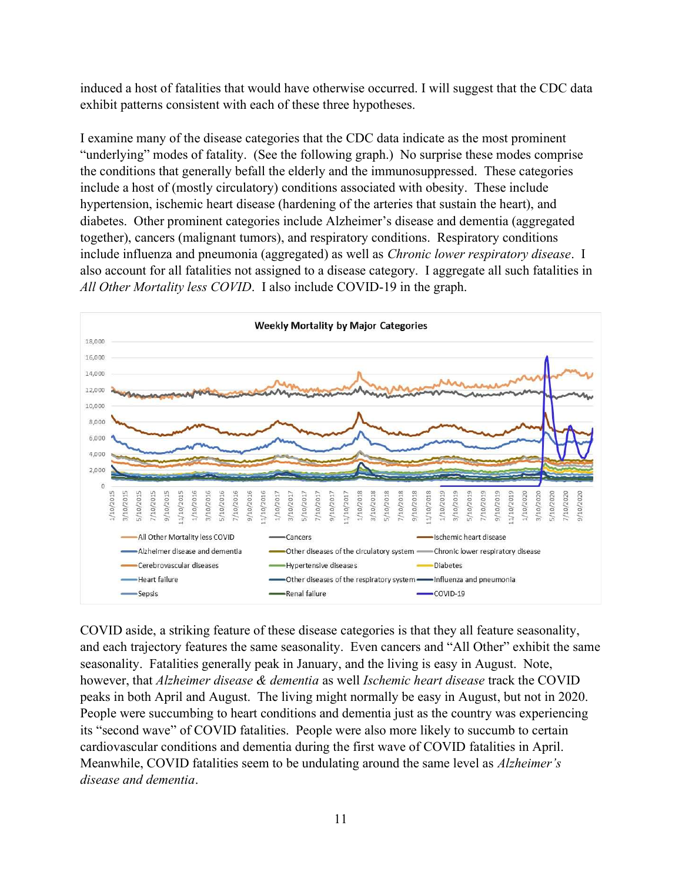induced a host of fatalities that would have otherwise occurred. I will suggest that the CDC data exhibit patterns consistent with each of these three hypotheses.

I examine many of the disease categories that the CDC data indicate as the most prominent "underlying" modes of fatality. (See the following graph.) No surprise these modes comprise the conditions that generally befall the elderly and the immunosuppressed. These categories include a host of (mostly circulatory) conditions associated with obesity. These include hypertension, ischemic heart disease (hardening of the arteries that sustain the heart), and diabetes. Other prominent categories include Alzheimer's disease and dementia (aggregated together), cancers (malignant tumors), and respiratory conditions. Respiratory conditions include influenza and pneumonia (aggregated) as well as *Chronic lower respiratory disease*. I also account for all fatalities not assigned to a disease category. I aggregate all such fatalities in *All Other Mortality less COVID*. I also include COVID-19 in the graph.

COVID aside, a striking feature of these disease categories is that they all feature seasonality, and each trajectory features the same seasonality. Even cancers and "All Other" exhibit the same seasonality. Fatalities generally peak in January, and the living is easy in August. Note, however, that *Alzheimer disease & dementia* as well *Ischemic heart disease* track the COVID peaks in both April and August. The living might normally be easy in August, but not in 2020. People were succumbing to heart conditions and dementia just as the country was experiencing its "second wave" of COVID fatalities. People were also more likely to succumb to certain cardiovascular conditions and dementia during the first wave of COVID fatalities in April. Meanwhile, COVID fatalities seem to be undulating around the same level as *Alzheimer's disease and dementia*.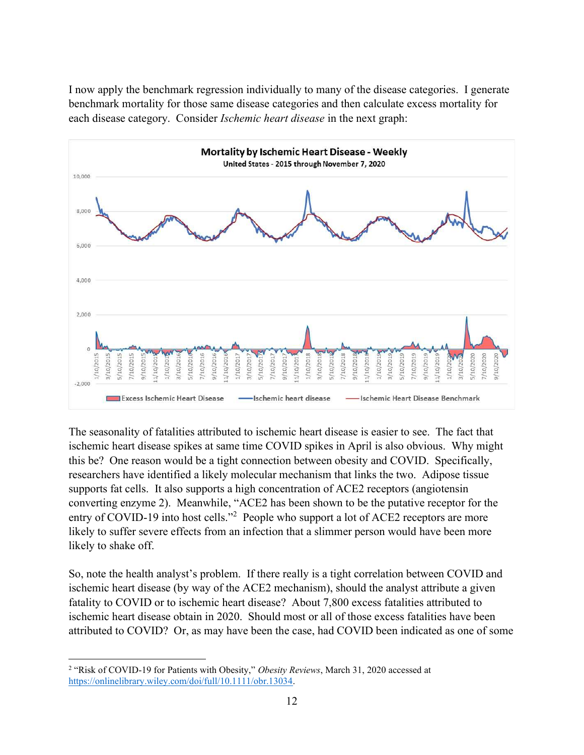I now apply the benchmark regression individually to many of the disease categories. I generate benchmark mortality for those same disease categories and then calculate excess mortality for each disease category. Consider *Ischemic heart disease* in the next graph:

The seasonality of fatalities attributed to ischemic heart disease is easier to see. The fact that ischemic heart disease spikes at same time COVID spikes in April is also obvious. Why might this be? One reason would be a tight connection between obesity and COVID. Specifically, researchers have identified a likely molecular mechanism that links the two. Adipose tissue supports fat cells. It also supports a high concentration of ACE2 receptors (angiotensin converting enzyme 2). Meanwhile, "ACE2 has been shown to be the putative receptor for the entry of COVID-19 into host cells."[2] People who support a lot of ACE2 receptors are more likely to suffer severe effects from an infection that a slimmer person would have been more likely to shake off.

So, note the health analyst's problem. If there really is a tight correlation between COVID and ischemic heart disease (by way of the ACE2 mechanism), should the analyst attribute a given fatality to COVID or to ischemic heart disease? About 7,800 excess fatalities attributed to ischemic heart disease obtain in 2020. Should most or all of those excess fatalities have been attributed to COVID? Or, as may have been the case, had COVID been indicated as one of some

[2] "Risk of COVID-19 for Patients with Obesity," *Obesity Reviews*, March 31, 2020 accessed at https://onlinelibrary.wiley.com/doi/full/10.1111/obr.13034.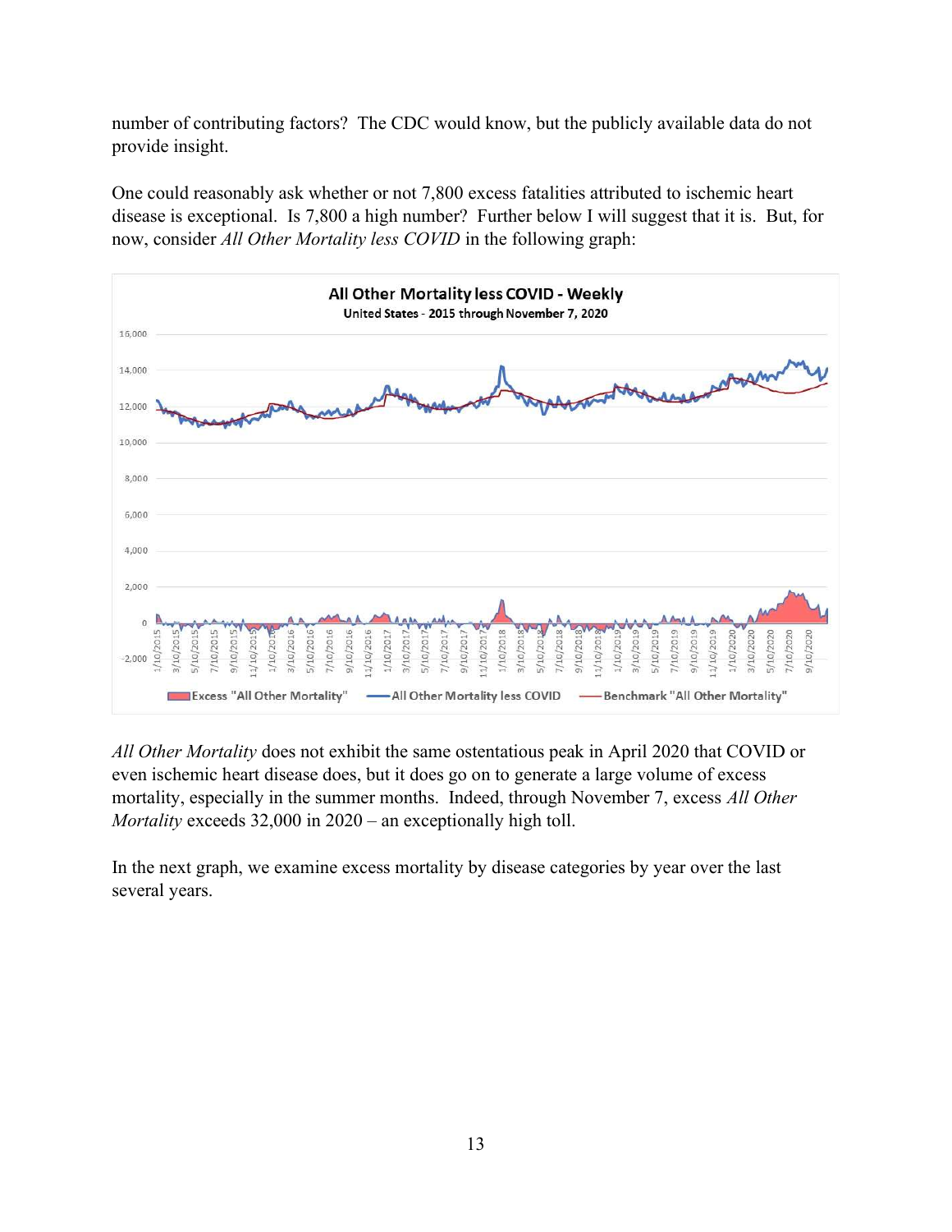number of contributing factors? The CDC would know, but the publicly available data do not provide insight.

One could reasonably ask whether or not 7,800 excess fatalities attributed to ischemic heart disease is exceptional. Is 7,800 a high number? Further below I will suggest that it is. But, for now, consider *All Other Mortality less COVID* in the following graph:

*All Other Mortality* does not exhibit the same ostentatious peak in April 2020 that COVID or even ischemic heart disease does, but it does go on to generate a large volume of excess mortality, especially in the summer months. Indeed, through November 7, excess *All Other Mortality* exceeds 32,000 in 2020 – an exceptionally high toll.

In the next graph, we examine excess mortality by disease categories by year over the last several years.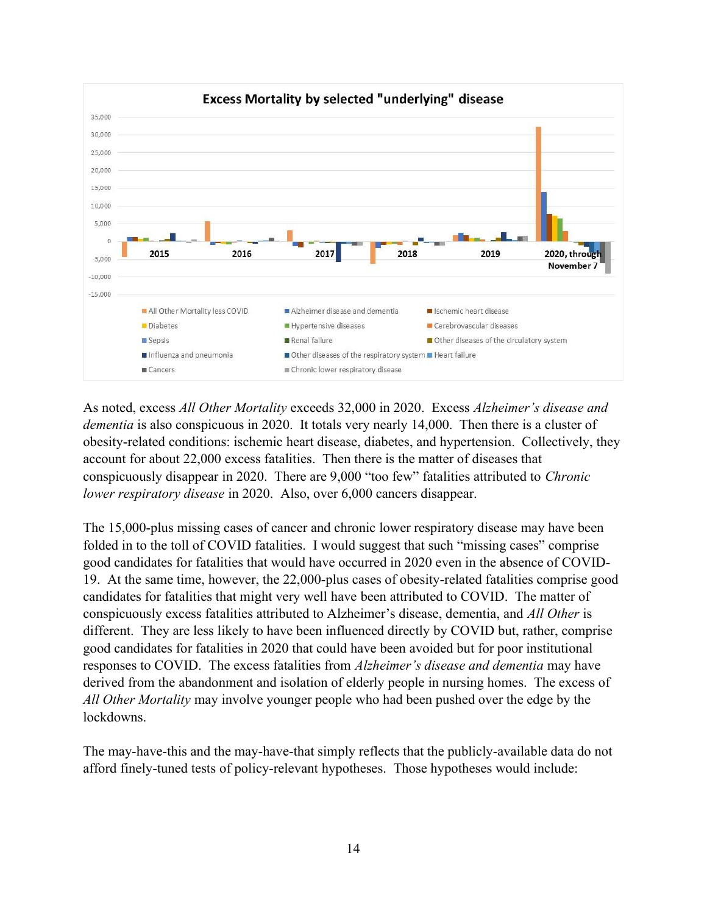As noted, excess *All Other Mortality* exceeds 32,000 in 2020. Excess *Alzheimer's disease and dementia* is also conspicuous in 2020. It totals very nearly 14,000. Then there is a cluster of obesity-related conditions: ischemic heart disease, diabetes, and hypertension. Collectively, they account for about 22,000 excess fatalities. Then there is the matter of diseases that conspicuously disappear in 2020. There are 9,000 "too few" fatalities attributed to *Chronic lower respiratory disease* in 2020. Also, over 6,000 cancers disappear.

The 15,000-plus missing cases of cancer and chronic lower respiratory disease may have been folded in to the toll of COVID fatalities. I would suggest that such "missing cases" comprise good candidates for fatalities that would have occurred in 2020 even in the absence of COVID-19. At the same time, however, the 22,000-plus cases of obesity-related fatalities comprise good candidates for fatalities that might very well have been attributed to COVID. The matter of conspicuously excess fatalities attributed to Alzheimer's disease, dementia, and *All Other* is different. They are less likely to have been influenced directly by COVID but, rather, comprise good candidates for fatalities in 2020 that could have been avoided but for poor institutional responses to COVID. The excess fatalities from *Alzheimer's disease and dementia* may have derived from the abandonment and isolation of elderly people in nursing homes. The excess of *All Other Mortality* may involve younger people who had been pushed over the edge by the lockdowns.

The may-have-this and the may-have-that simply reflects that the publicly-available data do not afford finely-tuned tests of policy-relevant hypotheses. Those hypotheses would include: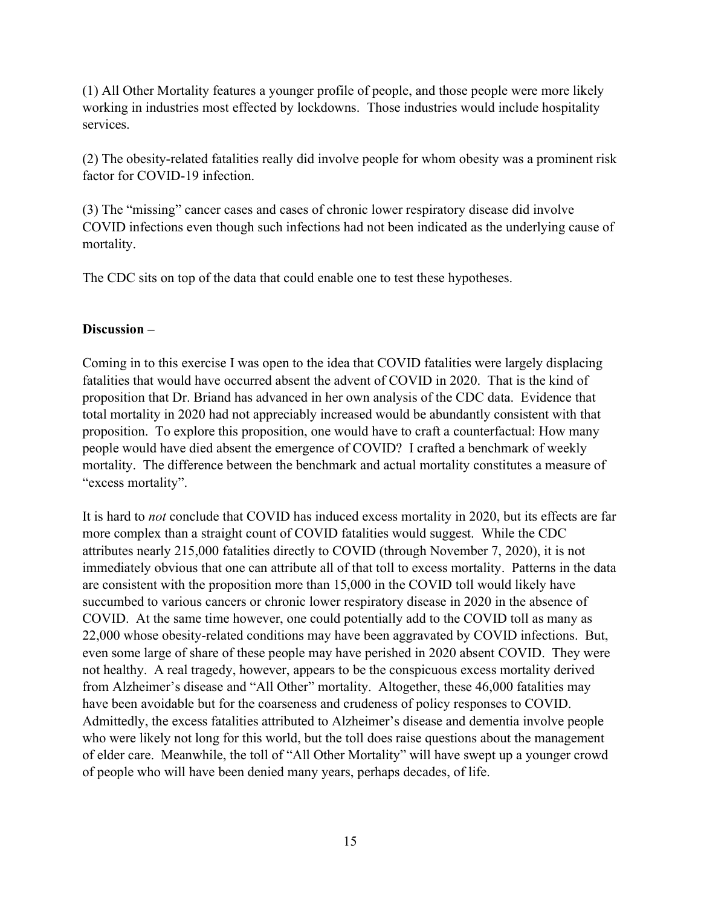(1) All Other Mortality features a younger profile of people, and those people were more likely working in industries most effected by lockdowns. Those industries would include hospitality services.

(2) The obesity-related fatalities really did involve people for whom obesity was a prominent risk factor for COVID-19 infection.

(3) The "missing" cancer cases and cases of chronic lower respiratory disease did involve COVID infections even though such infections had not been indicated as the underlying cause of mortality.

The CDC sits on top of the data that could enable one to test these hypotheses.

**Discussion –**

Coming in to this exercise I was open to the idea that COVID fatalities were largely displacing fatalities that would have occurred absent the advent of COVID in 2020. That is the kind of proposition that Dr. Briand has advanced in her own analysis of the CDC data. Evidence that total mortality in 2020 had not appreciably increased would be abundantly consistent with that proposition. To explore this proposition, one would have to craft a counterfactual: How many people would have died absent the emergence of COVID? I crafted a benchmark of weekly mortality. The difference between the benchmark and actual mortality constitutes a measure of "excess mortality".

It is hard to *not* conclude that COVID has induced excess mortality in 2020, but its effects are far more complex than a straight count of COVID fatalities would suggest. While the CDC attributes nearly 215,000 fatalities directly to COVID (through November 7, 2020), it is not immediately obvious that one can attribute all of that toll to excess mortality. Patterns in the data are consistent with the proposition more than 15,000 in the COVID toll would likely have succumbed to various cancers or chronic lower respiratory disease in 2020 in the absence of COVID. At the same time however, one could potentially add to the COVID toll as many as 22,000 whose obesity-related conditions may have been aggravated by COVID infections. But, even some large of share of these people may have perished in 2020 absent COVID. They were not healthy. A real tragedy, however, appears to be the conspicuous excess mortality derived from Alzheimer's disease and "All Other" mortality. Altogether, these 46,000 fatalities may have been avoidable but for the coarseness and crudeness of policy responses to COVID. Admittedly, the excess fatalities attributed to Alzheimer's disease and dementia involve people who were likely not long for this world, but the toll does raise questions about the management of elder care. Meanwhile, the toll of "All Other Mortality" will have swept up a younger crowd of people who will have been denied many years, perhaps decades, of life.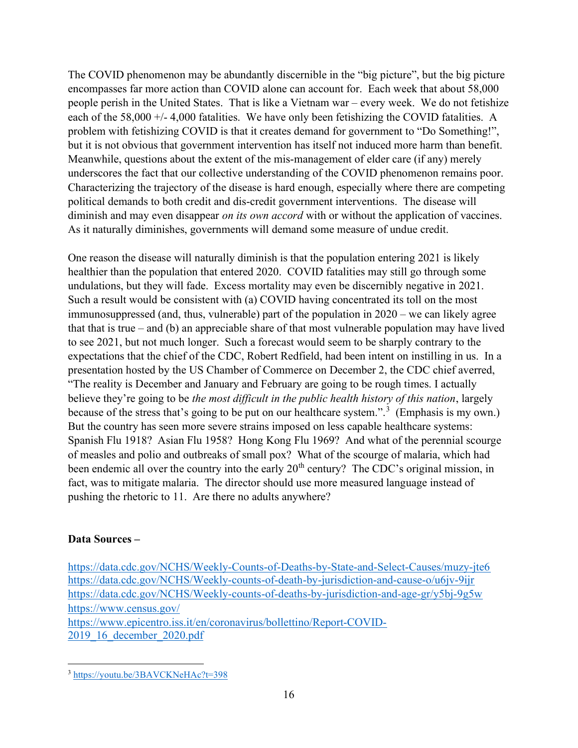The COVID phenomenon may be abundantly discernible in the "big picture", but the big picture encompasses far more action than COVID alone can account for. Each week that about 58,000 people perish in the United States. That is like a Vietnam war – every week. We do not fetishize each of the 58,000 +/- 4,000 fatalities. We have only been fetishizing the COVID fatalities. A problem with fetishizing COVID is that it creates demand for government to "Do Something!", but it is not obvious that government intervention has itself not induced more harm than benefit. Meanwhile, questions about the extent of the mis-management of elder care (if any) merely underscores the fact that our collective understanding of the COVID phenomenon remains poor. Characterizing the trajectory of the disease is hard enough, especially where there are competing political demands to both credit and dis-credit government interventions. The disease will diminish and may even disappear *on its own accord* with or without the application of vaccines. As it naturally diminishes, governments will demand some measure of undue credit.

One reason the disease will naturally diminish is that the population entering 2021 is likely healthier than the population that entered 2020. COVID fatalities may still go through some undulations, but they will fade. Excess mortality may even be discernibly negative in 2021. Such a result would be consistent with (a) COVID having concentrated its toll on the most immunosuppressed (and, thus, vulnerable) part of the population in 2020 – we can likely agree that that is true – and (b) an appreciable share of that most vulnerable population may have lived to see 2021, but not much longer. Such a forecast would seem to be sharply contrary to the expectations that the chief of the CDC, Robert Redfield, had been intent on instilling in us. In a presentation hosted by the US Chamber of Commerce on December 2, the CDC chief averred, "The reality is December and January and February are going to be rough times. I actually believe they're going to be *the most difficult in the public health history of this nation*, largely because of the stress that's going to be put on our healthcare system.".[3] (Emphasis is my own.) But the country has seen more severe strains imposed on less capable healthcare systems: Spanish Flu 1918? Asian Flu 1958? Hong Kong Flu 1969? And what of the perennial scourge of measles and polio and outbreaks of small pox? What of the scourge of malaria, which had been endemic all over the country into the early 20th century? The CDC's original mission, in fact, was to mitigate malaria. The director should use more measured language instead of pushing the rhetoric to 11. Are there no adults anywhere?

**Data Sources –**

https://data.cdc.gov/NCHS/Weekly-Counts-of-Deaths-by-State-and-Select-Causes/muzy-jte6
https://data.cdc.gov/NCHS/Weekly-counts-of-death-by-jurisdiction-and-cause-o/u6jv-9ijr
https://data.cdc.gov/NCHS/Weekly-counts-of-deaths-by-jurisdiction-and-age-gr/y5bj-9g5w
https://www.census.gov/
https://www.epicentro.iss.it/en/coronavirus/bollettino/Report-COVID-2019_16_december_2020.pdf

[3] https://youtu.be/3BAVCKNeHAc?t=398